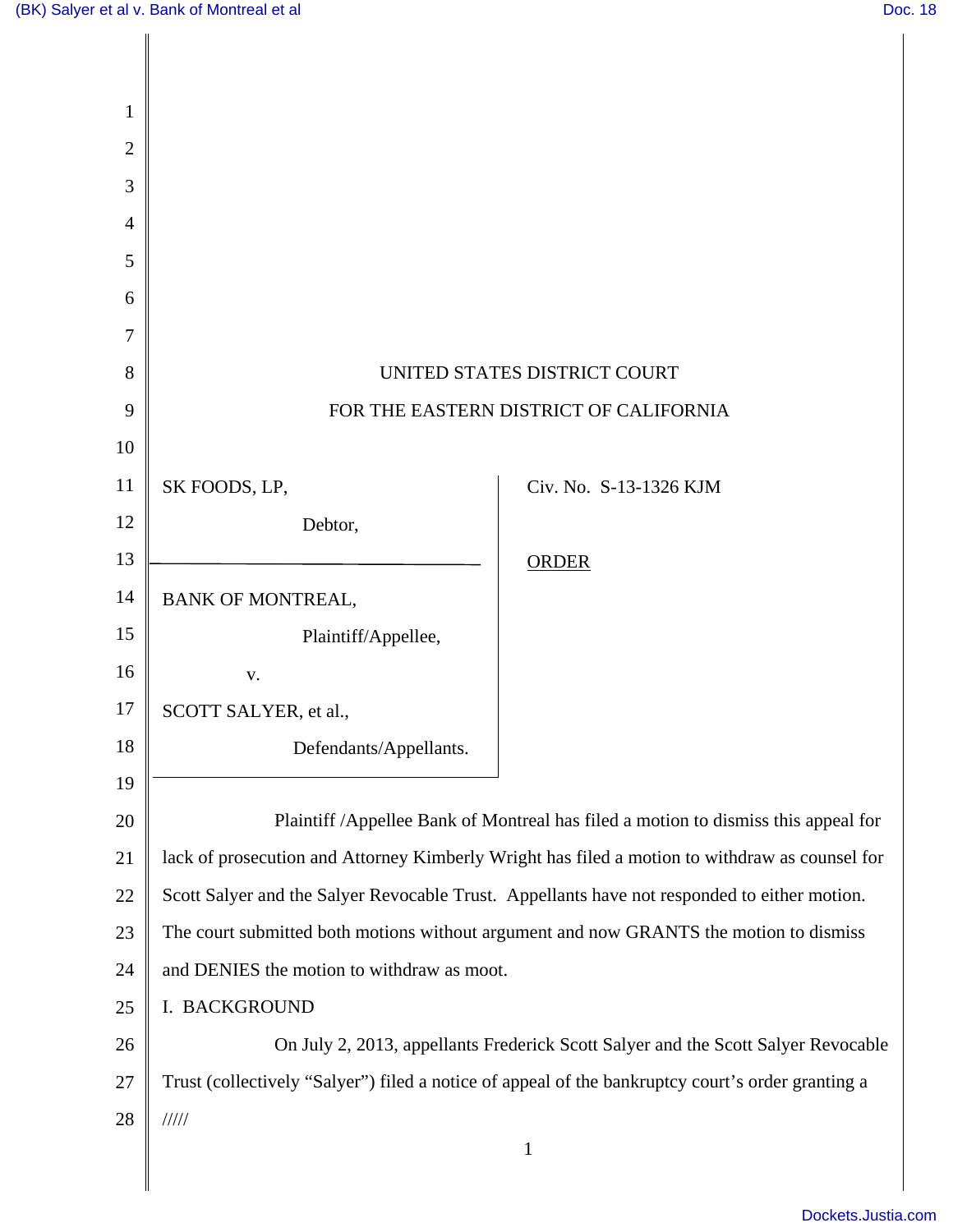UNITED STATES DISTRICT COURT

FOR THE EASTERN DISTRICT OF CALIFORNIA

| | |
|---|---|
| SK FOODS, LP,<br>Debtor, | Civ. No. S-13-1326 KJM |
| BANK OF MONTREAL,<br>Plaintiff/Appellee,<br>v.<br>SCOTT SALYER, et al.,<br>Defendants/Appellants. | ORDER |

Plaintiff /Appellee Bank of Montreal has filed a motion to dismiss this appeal for lack of prosecution and Attorney Kimberly Wright has filed a motion to withdraw as counsel for Scott Salyer and the Salyer Revocable Trust. Appellants have not responded to either motion. The court submitted both motions without argument and now GRANTS the motion to dismiss and DENIES the motion to withdraw as moot.

I. BACKGROUND

On July 2, 2013, appellants Frederick Scott Salyer and the Scott Salyer Revocable Trust (collectively "Salyer") filed a notice of appeal of the bankruptcy court's order granting a

/////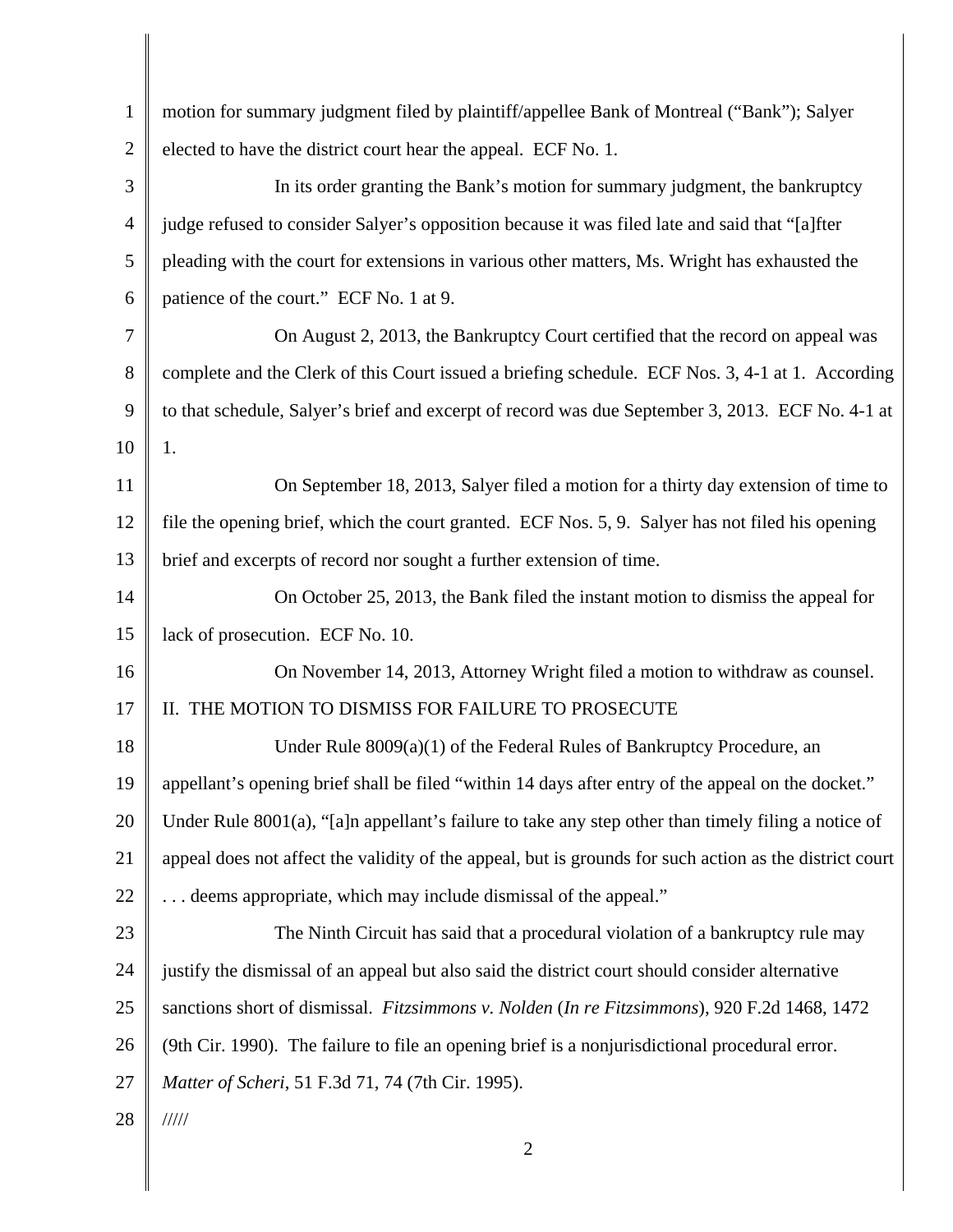motion for summary judgment filed by plaintiff/appellee Bank of Montreal ("Bank"); Salyer elected to have the district court hear the appeal. ECF No. 1.

In its order granting the Bank's motion for summary judgment, the bankruptcy judge refused to consider Salyer's opposition because it was filed late and said that "[a]fter pleading with the court for extensions in various other matters, Ms. Wright has exhausted the patience of the court." ECF No. 1 at 9.

On August 2, 2013, the Bankruptcy Court certified that the record on appeal was complete and the Clerk of this Court issued a briefing schedule. ECF Nos. 3, 4-1 at 1. According to that schedule, Salyer's brief and excerpt of record was due September 3, 2013. ECF No. 4-1 at 1.

On September 18, 2013, Salyer filed a motion for a thirty day extension of time to file the opening brief, which the court granted. ECF Nos. 5, 9. Salyer has not filed his opening brief and excerpts of record nor sought a further extension of time.

On October 25, 2013, the Bank filed the instant motion to dismiss the appeal for lack of prosecution. ECF No. 10.

On November 14, 2013, Attorney Wright filed a motion to withdraw as counsel.

## II. THE MOTION TO DISMISS FOR FAILURE TO PROSECUTE

Under Rule 8009(a)(1) of the Federal Rules of Bankruptcy Procedure, an appellant's opening brief shall be filed "within 14 days after entry of the appeal on the docket." Under Rule 8001(a), "[a]n appellant's failure to take any step other than timely filing a notice of appeal does not affect the validity of the appeal, but is grounds for such action as the district court . . . deems appropriate, which may include dismissal of the appeal."

The Ninth Circuit has said that a procedural violation of a bankruptcy rule may justify the dismissal of an appeal but also said the district court should consider alternative sanctions short of dismissal. *Fitzsimmons v. Nolden* (*In re Fitzsimmons*), 920 F.2d 1468, 1472 (9th Cir. 1990). The failure to file an opening brief is a nonjurisdictional procedural error. *Matter of Scheri*, 51 F.3d 71, 74 (7th Cir. 1995).

/////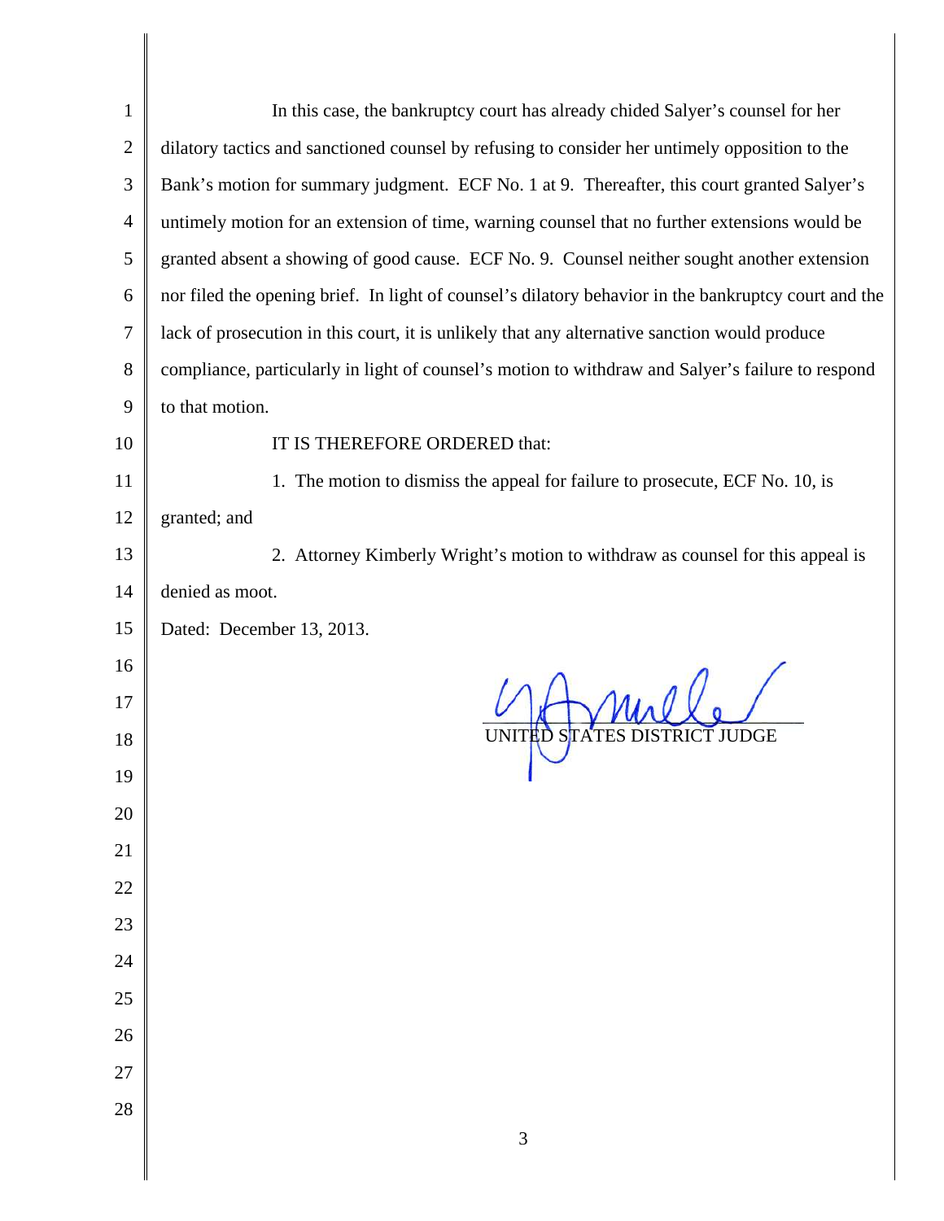In this case, the bankruptcy court has already chided Salyer's counsel for her dilatory tactics and sanctioned counsel by refusing to consider her untimely opposition to the Bank's motion for summary judgment. ECF No. 1 at 9. Thereafter, this court granted Salyer's untimely motion for an extension of time, warning counsel that no further extensions would be granted absent a showing of good cause. ECF No. 9. Counsel neither sought another extension nor filed the opening brief. In light of counsel's dilatory behavior in the bankruptcy court and the lack of prosecution in this court, it is unlikely that any alternative sanction would produce compliance, particularly in light of counsel's motion to withdraw and Salyer's failure to respond to that motion.

IT IS THEREFORE ORDERED that:

1. The motion to dismiss the appeal for failure to prosecute, ECF No. 10, is granted; and

2. Attorney Kimberly Wright's motion to withdraw as counsel for this appeal is denied as moot.

Dated: December 13, 2013.

UNITED STATES DISTRICT JUDGE